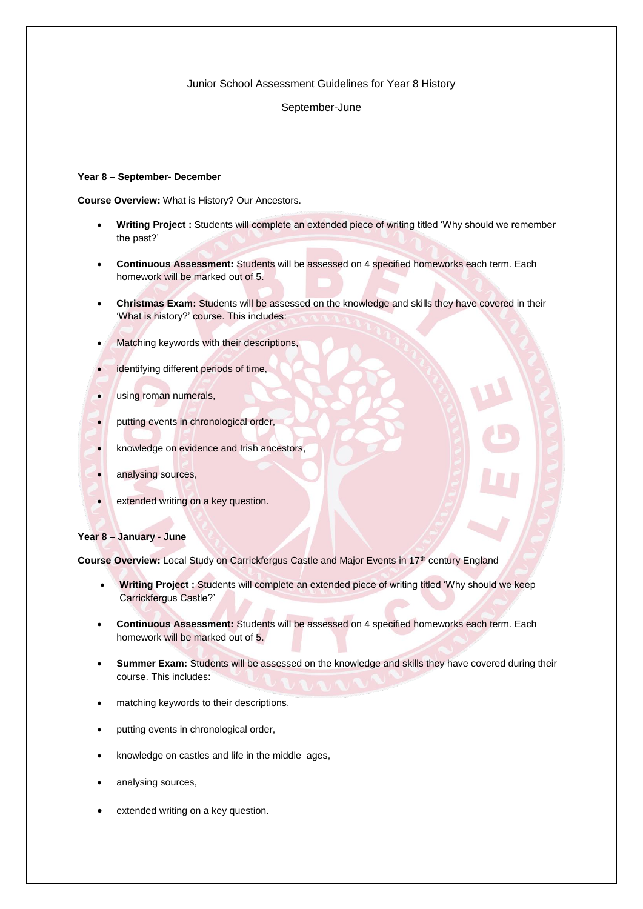Junior School Assessment Guidelines for Year 8 History

September-June

**Year 8 – September- December**

**Course Overview:** What is History? Our Ancestors.

- **Writing Project :** Students will complete an extended piece of writing titled 'Why should we remember the past?'
- **Continuous Assessment:** Students will be assessed on 4 specified homeworks each term. Each homework will be marked out of 5.
- **Christmas Exam:** Students will be assessed on the knowledge and skills they have covered in their 'What is history?' course. This includes:
- Matching keywords with their descriptions,
- identifying different periods of time,
- using roman numerals,
- putting events in chronological order,
- knowledge on evidence and Irish ancestors,
- analysing sources,
- extended writing on a key question.

**Year 8 – January - June**

**Course Overview:** Local Study on Carrickfergus Castle and Major Events in 17th century England

- **Writing Project :** Students will complete an extended piece of writing titled 'Why should we keep Carrickfergus Castle?'
- **Continuous Assessment:** Students will be assessed on 4 specified homeworks each term. Each homework will be marked out of 5.
- **Summer Exam:** Students will be assessed on the knowledge and skills they have covered during their course. This includes:
- matching keywords to their descriptions,
- putting events in chronological order,
- knowledge on castles and life in the middle ages,
- analysing sources,
- extended writing on a key question.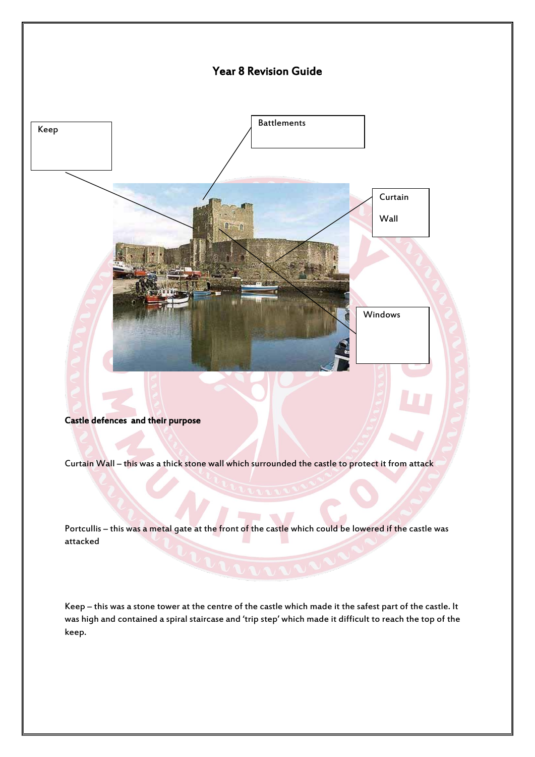# Year 8 Revision Guide

Keep

Battlements

Curtain

Wall

Windows

**Castle defences and their purpose**

Curtain Wall – this was a thick stone wall which surrounded the castle to protect it from attack

Portcullis – this was a metal gate at the front of the castle which could be lowered if the castle was attacked

Keep – this was a stone tower at the centre of the castle which made it the safest part of the castle. It was high and contained a spiral staircase and 'trip step' which made it difficult to reach the top of the keep.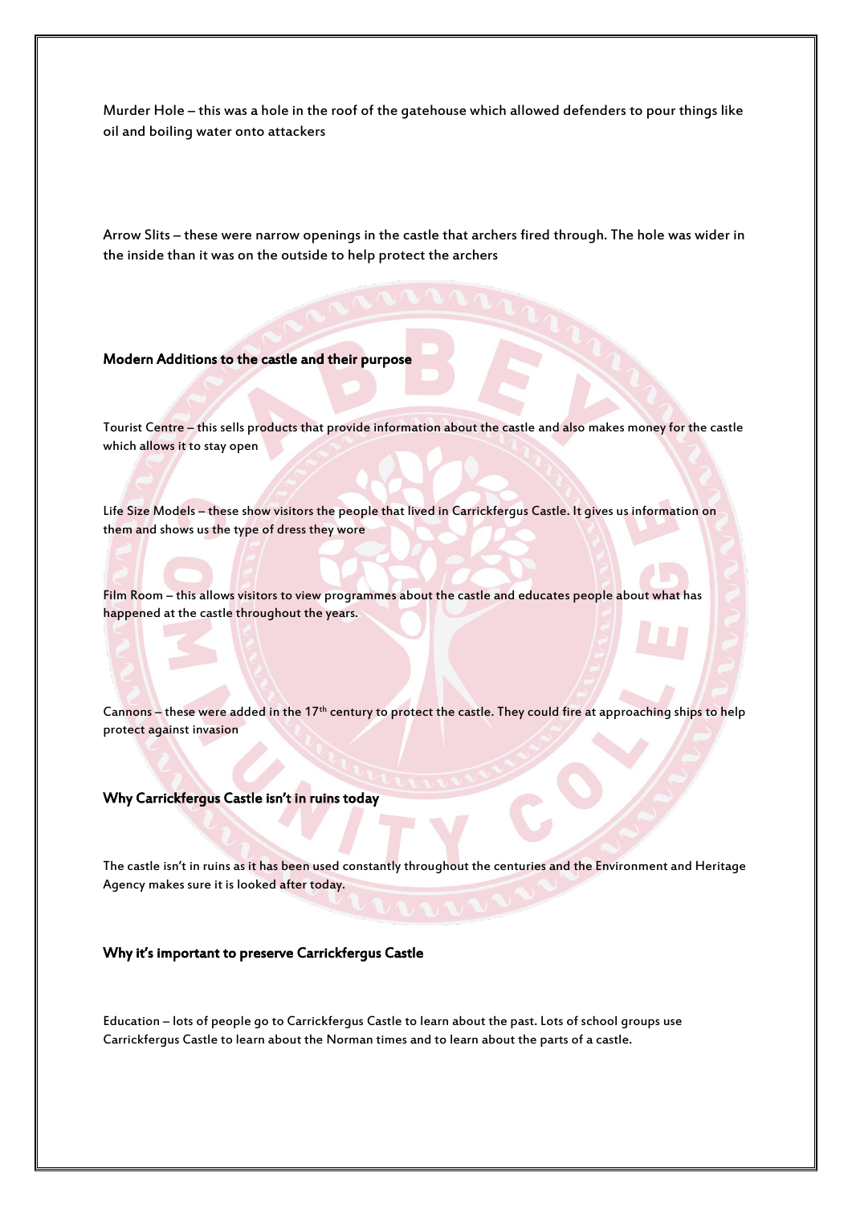Murder Hole – this was a hole in the roof of the gatehouse which allowed defenders to pour things like oil and boiling water onto attackers

Arrow Slits – these were narrow openings in the castle that archers fired through. The hole was wider in the inside than it was on the outside to help protect the archers

**Modern Additions to the castle and their purpose**

Tourist Centre – this sells products that provide information about the castle and also makes money for the castle which allows it to stay open

Life Size Models – these show visitors the people that lived in Carrickfergus Castle. It gives us information on them and shows us the type of dress they wore

Film Room – this allows visitors to view programmes about the castle and educates people about what has happened at the castle throughout the years.

Cannons – these were added in the 17th century to protect the castle. They could fire at approaching ships to help protect against invasion

**Why Carrickfergus Castle isn't in ruins today**

The castle isn't in ruins as it has been used constantly throughout the centuries and the Environment and Heritage Agency makes sure it is looked after today.

**Why it's important to preserve Carrickfergus Castle**

Education – lots of people go to Carrickfergus Castle to learn about the past. Lots of school groups use Carrickfergus Castle to learn about the Norman times and to learn about the parts of a castle.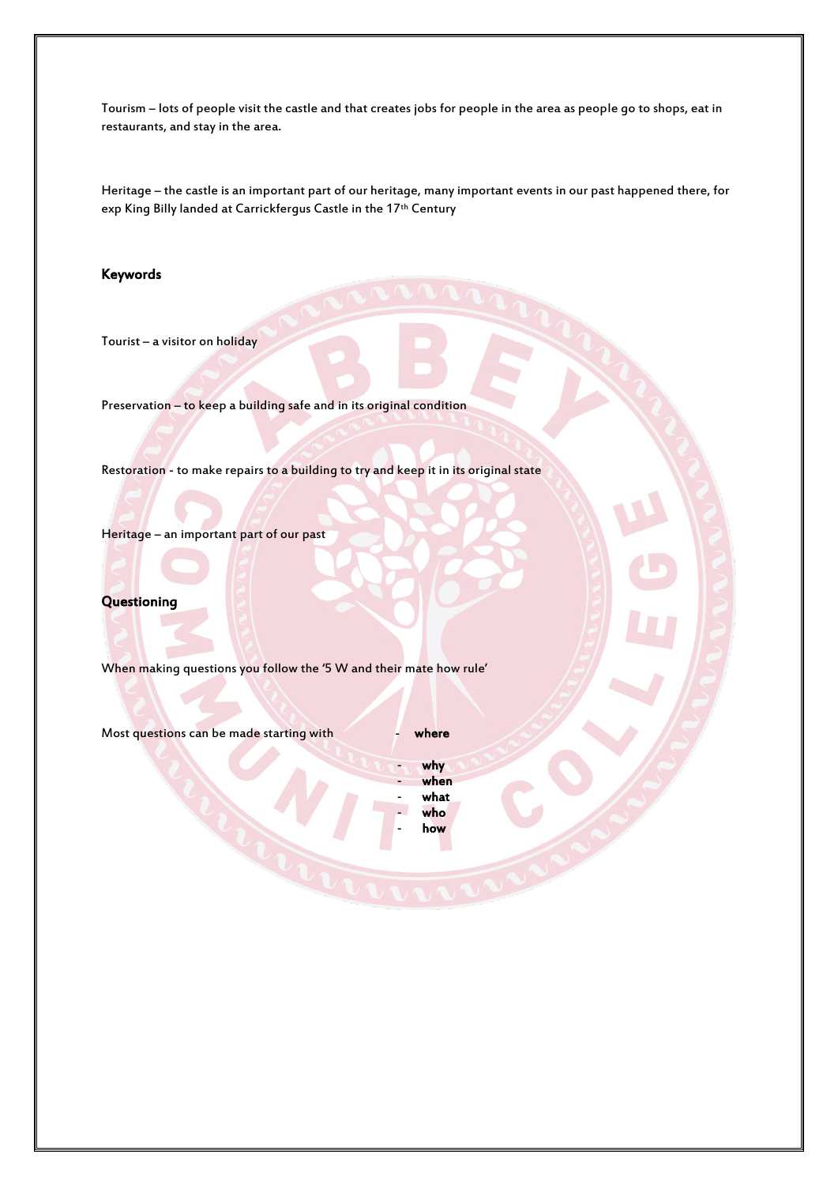Tourism – lots of people visit the castle and that creates jobs for people in the area as people go to shops, eat in restaurants, and stay in the area.

Heritage – the castle is an important part of our heritage, many important events in our past happened there, for exp King Billy landed at Carrickfergus Castle in the 17th Century

**Keywords**

Tourist – a visitor on holiday

Preservation – to keep a building safe and in its original condition

Restoration - to make repairs to a building to try and keep it in its original state

Heritage – an important part of our past

**Questioning**

When making questions you follow the '5 W and their mate how rule'

Most questions can be made starting with

- **where**
- **why**
- **when**
- **what**
- **who**
- **how**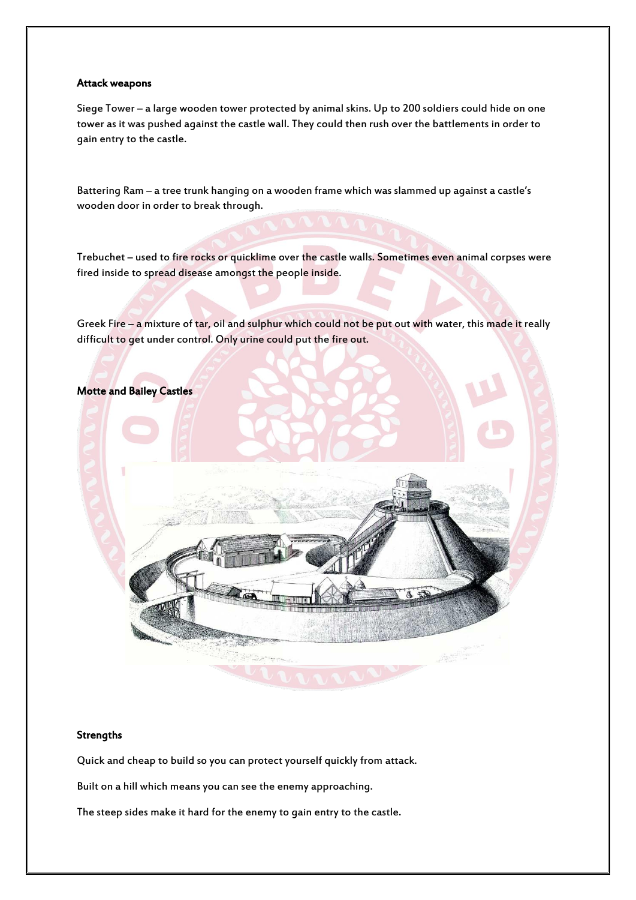### Attack weapons

Siege Tower – a large wooden tower protected by animal skins. Up to 200 soldiers could hide on one tower as it was pushed against the castle wall. They could then rush over the battlements in order to gain entry to the castle.

Battering Ram – a tree trunk hanging on a wooden frame which was slammed up against a castle's wooden door in order to break through.

Trebuchet – used to fire rocks or quicklime over the castle walls. Sometimes even animal corpses were fired inside to spread disease amongst the people inside.

Greek Fire – a mixture of tar, oil and sulphur which could not be put out with water, this made it really difficult to get under control. Only urine could put the fire out.

### Motte and Bailey Castles

### Strengths

Quick and cheap to build so you can protect yourself quickly from attack.

Built on a hill which means you can see the enemy approaching.

The steep sides make it hard for the enemy to gain entry to the castle.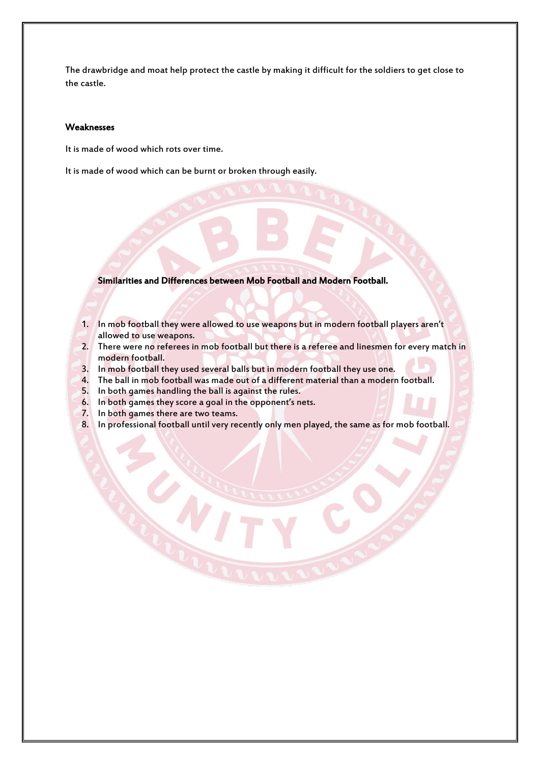The drawbridge and moat help protect the castle by making it difficult for the soldiers to get close to the castle.

**Weaknesses**

It is made of wood which rots over time.

It is made of wood which can be burnt or broken through easily.

**Similarities and Differences between Mob Football and Modern Football.**

1. In mob football they were allowed to use weapons but in modern football players aren't allowed to use weapons.
2. There were no referees in mob football but there is a referee and linesmen for every match in modern football.
3. In mob football they used several balls but in modern football they use one.
4. The ball in mob football was made out of a different material than a modern football.
5. In both games handling the ball is against the rules.
6. In both games they score a goal in the opponent's nets.
7. In both games there are two teams.
8. In professional football until very recently only men played, the same as for mob football.